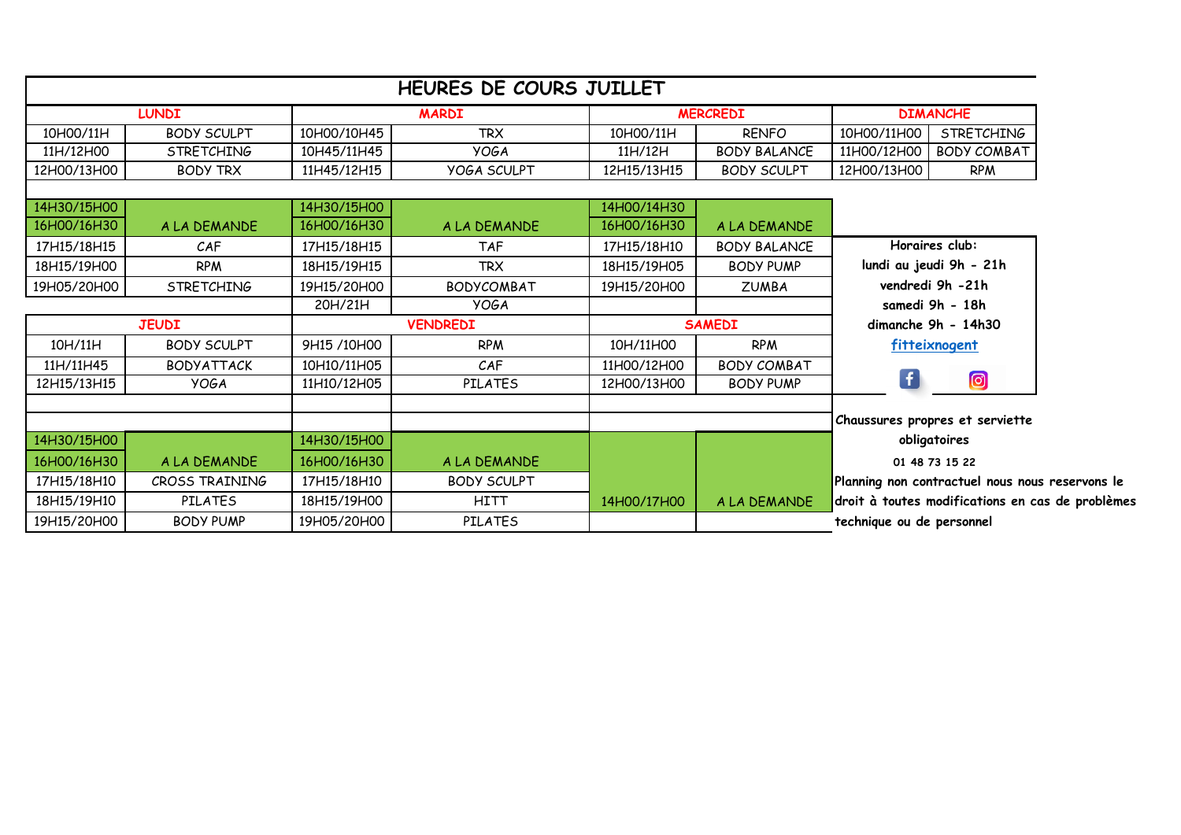# HEURES DE COURS JUILLET

| LUNDI | | MARDI | | MERCREDI | | DIMANCHE | |
|---|---|---|---|---|---|---|---|
| 10H00/11H | BODY SCULPT | 10H00/10H45 | TRX | 10H00/11H | RENFO | 10H00/11H00 | STRETCHING |
| 11H/12H00 | STRETCHING | 10H45/11H45 | YOGA | 11H/12H | BODY BALANCE | 11H00/12H00 | BODY COMBAT |
| 12H00/13H00 | BODY TRX | 11H45/12H15 | YOGA SCULPT | 12H15/13H15 | BODY SCULPT | 12H00/13H00 | RPM |
| | | | | | | | |
| 14H30/15H00 | | 14H30/15H00 | | 14H00/14H30 | | | |
| 16H00/16H30 | A LA DEMANDE | 16H00/16H30 | A LA DEMANDE | 16H00/16H30 | A LA DEMANDE | | |
| 17H15/18H15 | CAF | 17H15/18H15 | TAF | 17H15/18H10 | BODY BALANCE | | |
| 18H15/19H00 | RPM | 18H15/19H15 | TRX | 18H15/19H05 | BODY PUMP | | |
| 19H05/20H00 | STRETCHING | 19H15/20H00 | BODYCOMBAT | 19H15/20H00 | ZUMBA | | |
| | | 20H/21H | YOGA | | | | |

| JEUDI | | VENDREDI | | SAMEDI | |
|---|---|---|---|---|---|
| 10H/11H | BODY SCULPT | 9H15 /10H00 | RPM | 10H/11H00 | RPM |
| 11H/11H45 | BODYATTACK | 10H10/11H05 | CAF | 11H00/12H00 | BODY COMBAT |
| 12H15/13H15 | YOGA | 11H10/12H05 | PILATES | 12H00/13H00 | BODY PUMP |
| | | | | | |
| | | | | | |
| 14H30/15H00 | | 14H30/15H00 | | | |
| 16H00/16H30 | A LA DEMANDE | 16H00/16H30 | A LA DEMANDE | | |
| 17H15/18H10 | CROSS TRAINING | 17H15/18H10 | BODY SCULPT | | |
| 18H15/19H10 | PILATES | 18H15/19H00 | HITT | 14H00/17H00 | A LA DEMANDE |
| 19H15/20H00 | BODY PUMP | 19H05/20H00 | PILATES | | |

**Horaires club:**
**lundi au jeudi 9h - 21h**
**vendredi 9h -21h**
**samedi 9h - 18h**
**dimanche 9h - 14h30**
fitteixnogent

**Chaussures propres et serviette obligatoires**

**01 48 73 15 22**

**Planning non contractuel nous nous reservons le droit à toutes modifications en cas de problèmes technique ou de personnel**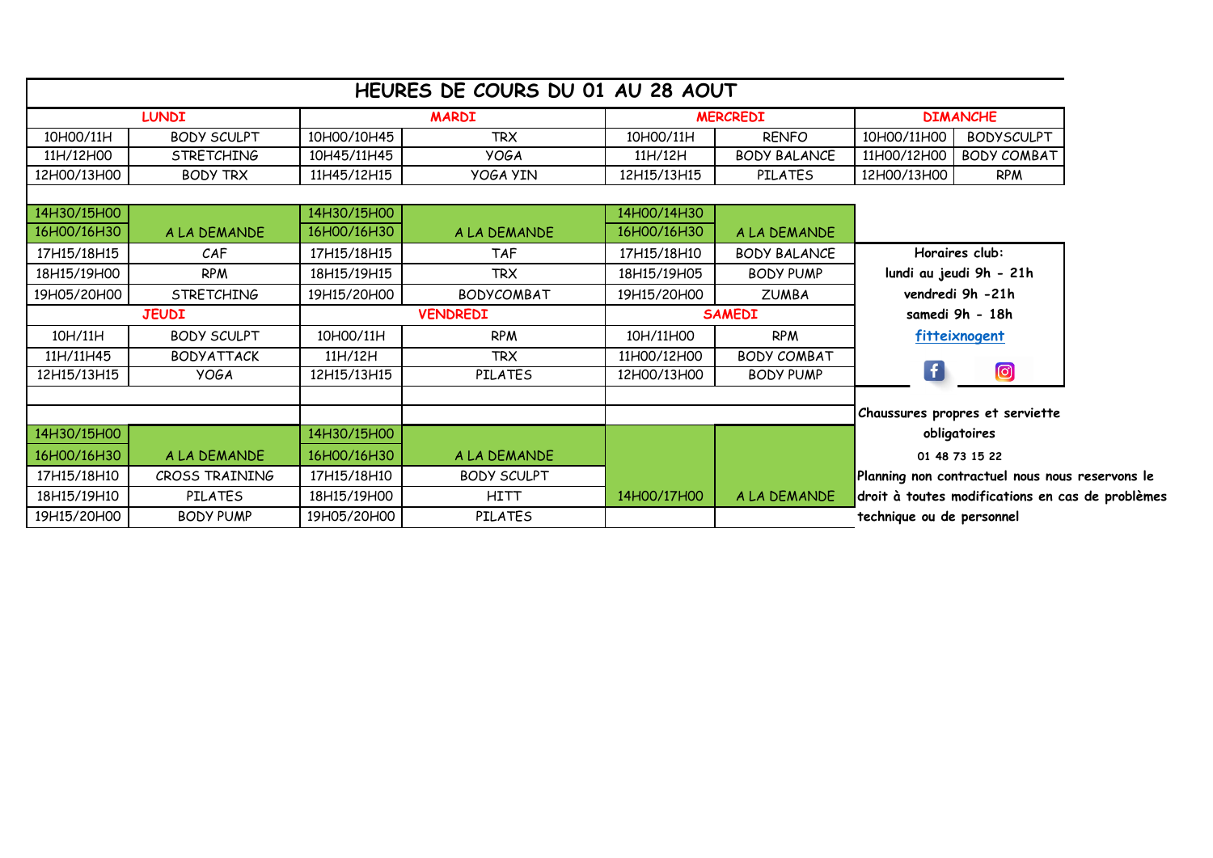# HEURES DE COURS DU 01 AU 28 AOUT

| LUNDI | | MARDI | | MERCREDI | | DIMANCHE | |
|---|---|---|---|---|---|---|---|
| 10H00/11H | BODY SCULPT | 10H00/10H45 | TRX | 10H00/11H | RENFO | 10H00/11H00 | BODYSCULPT |
| 11H/12H00 | STRETCHING | 10H45/11H45 | YOGA | 11H/12H | BODY BALANCE | 11H00/12H00 | BODY COMBAT |
| 12H00/13H00 | BODY TRX | 11H45/12H15 | YOGA YIN | 12H15/13H15 | PILATES | 12H00/13H00 | RPM |
| 14H30/15H00 | | 14H30/15H00 | | 14H00/14H30 | | | |
| 16H00/16H30 | A LA DEMANDE | 16H00/16H30 | A LA DEMANDE | 16H00/16H30 | A LA DEMANDE | | |
| 17H15/18H15 | CAF | 17H15/18H15 | TAF | 17H15/18H10 | BODY BALANCE | | |
| 18H15/19H00 | RPM | 18H15/19H15 | TRX | 18H15/19H05 | BODY PUMP | | |
| 19H05/20H00 | STRETCHING | 19H15/20H00 | BODYCOMBAT | 19H15/20H00 | ZUMBA | | |
| **JEUDI** | | **VENDREDI** | | **SAMEDI** | | | |
| 10H/11H | BODY SCULPT | 10H00/11H | RPM | 10H/11H00 | RPM | | |
| 11H/11H45 | BODYATTACK | 11H/12H | TRX | 11H00/12H00 | BODY COMBAT | | |
| 12H15/13H15 | YOGA | 12H15/13H15 | PILATES | 12H00/13H00 | BODY PUMP | | |
| 14H30/15H00 | | 14H30/15H00 | | | | | |
| 16H00/16H30 | A LA DEMANDE | 16H00/16H30 | A LA DEMANDE | | | | |
| 17H15/18H10 | CROSS TRAINING | 17H15/18H10 | BODY SCULPT | | | | |
| 18H15/19H10 | PILATES | 18H15/19H00 | HITT | 14H00/17H00 | A LA DEMANDE | | |
| 19H15/20H00 | BODY PUMP | 19H05/20H00 | PILATES | | | | |

**Horaires club:**
**lundi au jeudi 9h - 21h**
**vendredi 9h -21h**
**samedi 9h - 18h**
**fitteixnogent**

**Chaussures propres et serviette obligatoires**

**01 48 73 15 22**

**Planning non contractuel nous nous reservons le droit à toutes modifications en cas de problèmes technique ou de personnel**